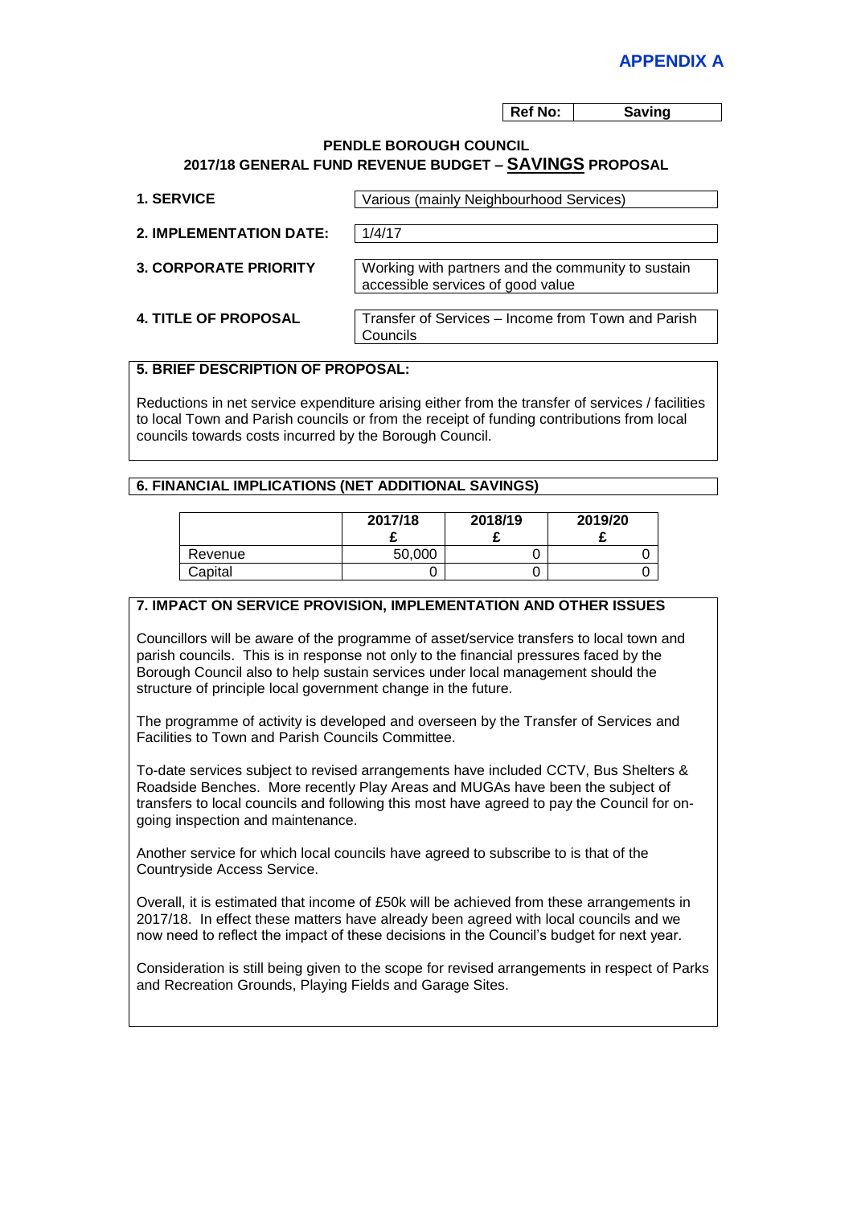**APPENDIX A**

| Ref No: | Saving |
|---|---|

**PENDLE BOROUGH COUNCIL**
**2017/18 GENERAL FUND REVENUE BUDGET – SAVINGS PROPOSAL**

| | |
|---|---|
| **1. SERVICE** | Various (mainly Neighbourhood Services) |
| **2. IMPLEMENTATION DATE:** | 1/4/17 |
| **3. CORPORATE PRIORITY** | Working with partners and the community to sustain accessible services of good value |
| **4. TITLE OF PROPOSAL** | Transfer of Services – Income from Town and Parish Councils |

**5. BRIEF DESCRIPTION OF PROPOSAL:**

Reductions in net service expenditure arising either from the transfer of services / facilities to local Town and Parish councils or from the receipt of funding contributions from local councils towards costs incurred by the Borough Council.

**6. FINANCIAL IMPLICATIONS (NET ADDITIONAL SAVINGS)**

| | 2017/18 £ | 2018/19 £ | 2019/20 £ |
|---|---|---|---|
| Revenue | 50,000 | 0 | 0 |
| Capital | 0 | 0 | 0 |

**7. IMPACT ON SERVICE PROVISION, IMPLEMENTATION AND OTHER ISSUES**

Councillors will be aware of the programme of asset/service transfers to local town and parish councils. This is in response not only to the financial pressures faced by the Borough Council also to help sustain services under local management should the structure of principle local government change in the future.

The programme of activity is developed and overseen by the Transfer of Services and Facilities to Town and Parish Councils Committee.

To-date services subject to revised arrangements have included CCTV, Bus Shelters & Roadside Benches. More recently Play Areas and MUGAs have been the subject of transfers to local councils and following this most have agreed to pay the Council for on-going inspection and maintenance.

Another service for which local councils have agreed to subscribe to is that of the Countryside Access Service.

Overall, it is estimated that income of £50k will be achieved from these arrangements in 2017/18. In effect these matters have already been agreed with local councils and we now need to reflect the impact of these decisions in the Council's budget for next year.

Consideration is still being given to the scope for revised arrangements in respect of Parks and Recreation Grounds, Playing Fields and Garage Sites.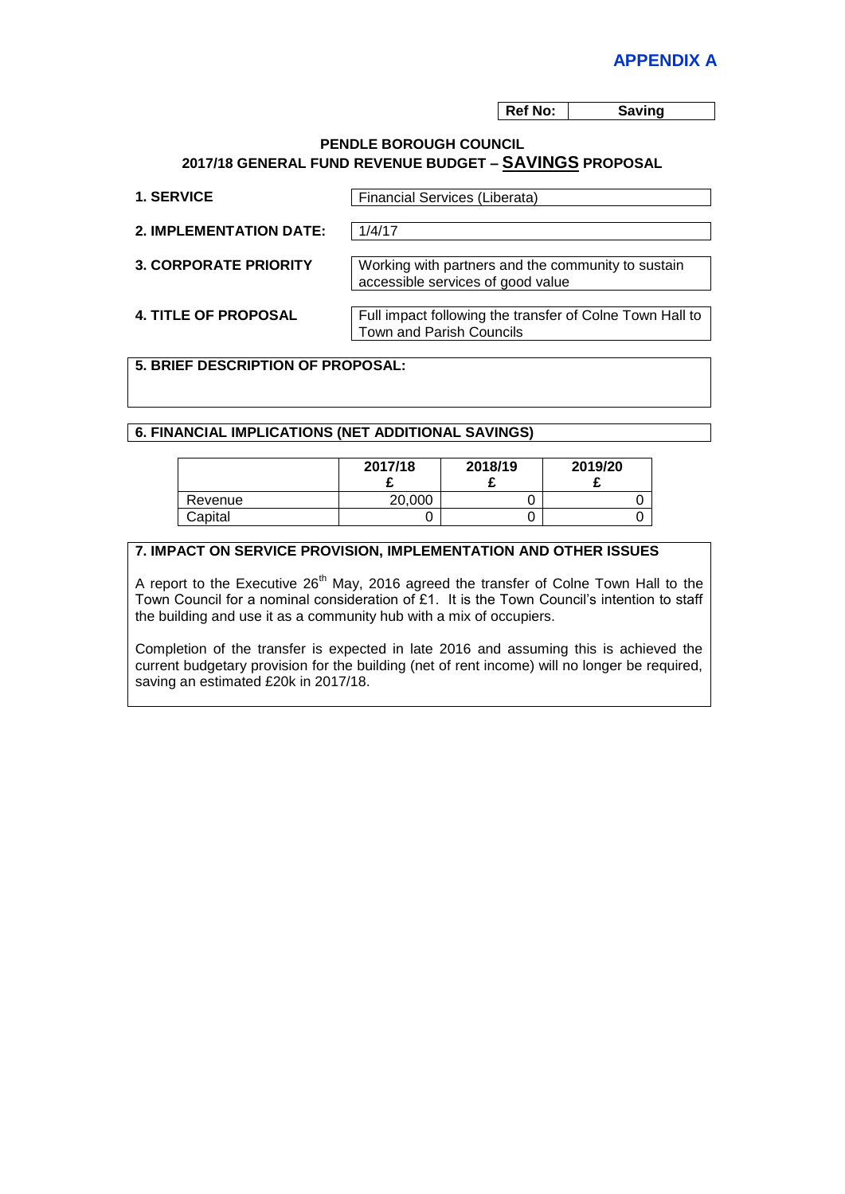**APPENDIX A**

| Ref No: | Saving |
|---|---|

**PENDLE BOROUGH COUNCIL**
**2017/18 GENERAL FUND REVENUE BUDGET – SAVINGS PROPOSAL**

| | |
|---|---|
| **1. SERVICE** | Financial Services (Liberata) |
| **2. IMPLEMENTATION DATE:** | 1/4/17 |
| **3. CORPORATE PRIORITY** | Working with partners and the community to sustain accessible services of good value |
| **4. TITLE OF PROPOSAL** | Full impact following the transfer of Colne Town Hall to Town and Parish Councils |

**5. BRIEF DESCRIPTION OF PROPOSAL:**

**6. FINANCIAL IMPLICATIONS (NET ADDITIONAL SAVINGS)**

| | 2017/18 £ | 2018/19 £ | 2019/20 £ |
|---|---|---|---|
| Revenue | 20,000 | 0 | 0 |
| Capital | 0 | 0 | 0 |

**7. IMPACT ON SERVICE PROVISION, IMPLEMENTATION AND OTHER ISSUES**

A report to the Executive 26th May, 2016 agreed the transfer of Colne Town Hall to the Town Council for a nominal consideration of £1. It is the Town Council's intention to staff the building and use it as a community hub with a mix of occupiers.

Completion of the transfer is expected in late 2016 and assuming this is achieved the current budgetary provision for the building (net of rent income) will no longer be required, saving an estimated £20k in 2017/18.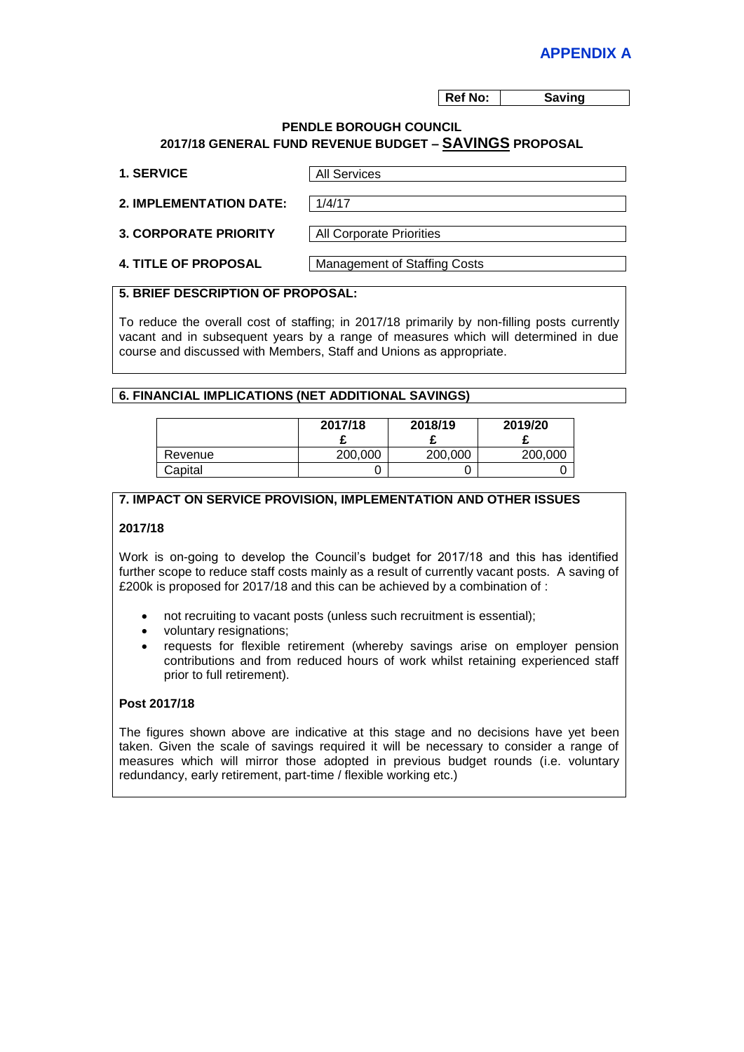**APPENDIX A**

| Ref No: | Saving |
|---|---|

**PENDLE BOROUGH COUNCIL**
**2017/18 GENERAL FUND REVENUE BUDGET – SAVINGS PROPOSAL**

| | |
|---|---|
| **1. SERVICE** | All Services |
| **2. IMPLEMENTATION DATE:** | 1/4/17 |
| **3. CORPORATE PRIORITY** | All Corporate Priorities |
| **4. TITLE OF PROPOSAL** | Management of Staffing Costs |

**5. BRIEF DESCRIPTION OF PROPOSAL:**

To reduce the overall cost of staffing; in 2017/18 primarily by non-filling posts currently vacant and in subsequent years by a range of measures which will determined in due course and discussed with Members, Staff and Unions as appropriate.

**6. FINANCIAL IMPLICATIONS (NET ADDITIONAL SAVINGS)**

| | 2017/18 £ | 2018/19 £ | 2019/20 £ |
|---|---|---|---|
| Revenue | 200,000 | 200,000 | 200,000 |
| Capital | 0 | 0 | 0 |

**7. IMPACT ON SERVICE PROVISION, IMPLEMENTATION AND OTHER ISSUES**

**2017/18**

Work is on-going to develop the Council's budget for 2017/18 and this has identified further scope to reduce staff costs mainly as a result of currently vacant posts. A saving of £200k is proposed for 2017/18 and this can be achieved by a combination of :

- not recruiting to vacant posts (unless such recruitment is essential);
- voluntary resignations;
- requests for flexible retirement (whereby savings arise on employer pension contributions and from reduced hours of work whilst retaining experienced staff prior to full retirement).

**Post 2017/18**

The figures shown above are indicative at this stage and no decisions have yet been taken. Given the scale of savings required it will be necessary to consider a range of measures which will mirror those adopted in previous budget rounds (i.e. voluntary redundancy, early retirement, part-time / flexible working etc.)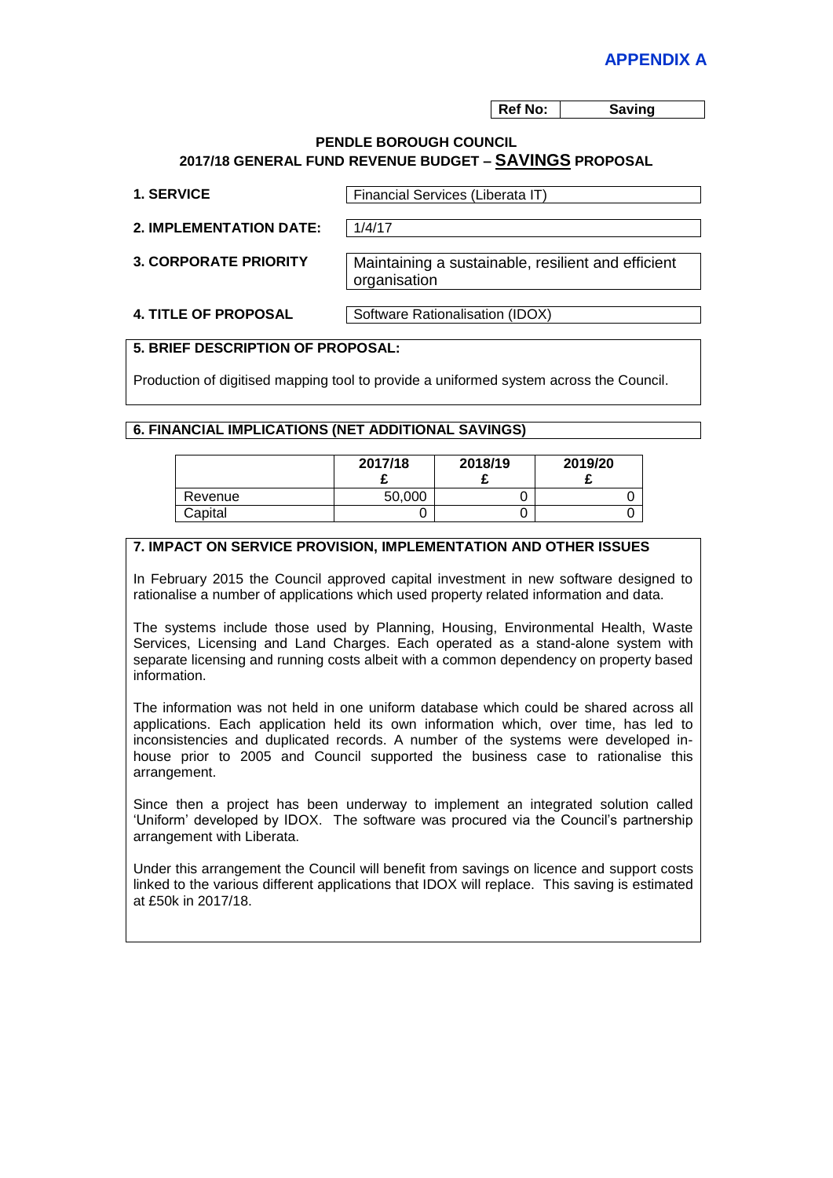**APPENDIX A**

| Ref No: | Saving |
|---|---|

**PENDLE BOROUGH COUNCIL**
**2017/18 GENERAL FUND REVENUE BUDGET – SAVINGS PROPOSAL**

| | |
|---|---|
| **1. SERVICE** | Financial Services (Liberata IT) |
| **2. IMPLEMENTATION DATE:** | 1/4/17 |
| **3. CORPORATE PRIORITY** | Maintaining a sustainable, resilient and efficient organisation |
| **4. TITLE OF PROPOSAL** | Software Rationalisation (IDOX) |

**5. BRIEF DESCRIPTION OF PROPOSAL:**

Production of digitised mapping tool to provide a uniformed system across the Council.

**6. FINANCIAL IMPLICATIONS (NET ADDITIONAL SAVINGS)**

| | 2017/18 £ | 2018/19 £ | 2019/20 £ |
|---|---|---|---|
| Revenue | 50,000 | 0 | 0 |
| Capital | 0 | 0 | 0 |

**7. IMPACT ON SERVICE PROVISION, IMPLEMENTATION AND OTHER ISSUES**

In February 2015 the Council approved capital investment in new software designed to rationalise a number of applications which used property related information and data.

The systems include those used by Planning, Housing, Environmental Health, Waste Services, Licensing and Land Charges. Each operated as a stand-alone system with separate licensing and running costs albeit with a common dependency on property based information.

The information was not held in one uniform database which could be shared across all applications. Each application held its own information which, over time, has led to inconsistencies and duplicated records. A number of the systems were developed in-house prior to 2005 and Council supported the business case to rationalise this arrangement.

Since then a project has been underway to implement an integrated solution called 'Uniform' developed by IDOX. The software was procured via the Council's partnership arrangement with Liberata.

Under this arrangement the Council will benefit from savings on licence and support costs linked to the various different applications that IDOX will replace. This saving is estimated at £50k in 2017/18.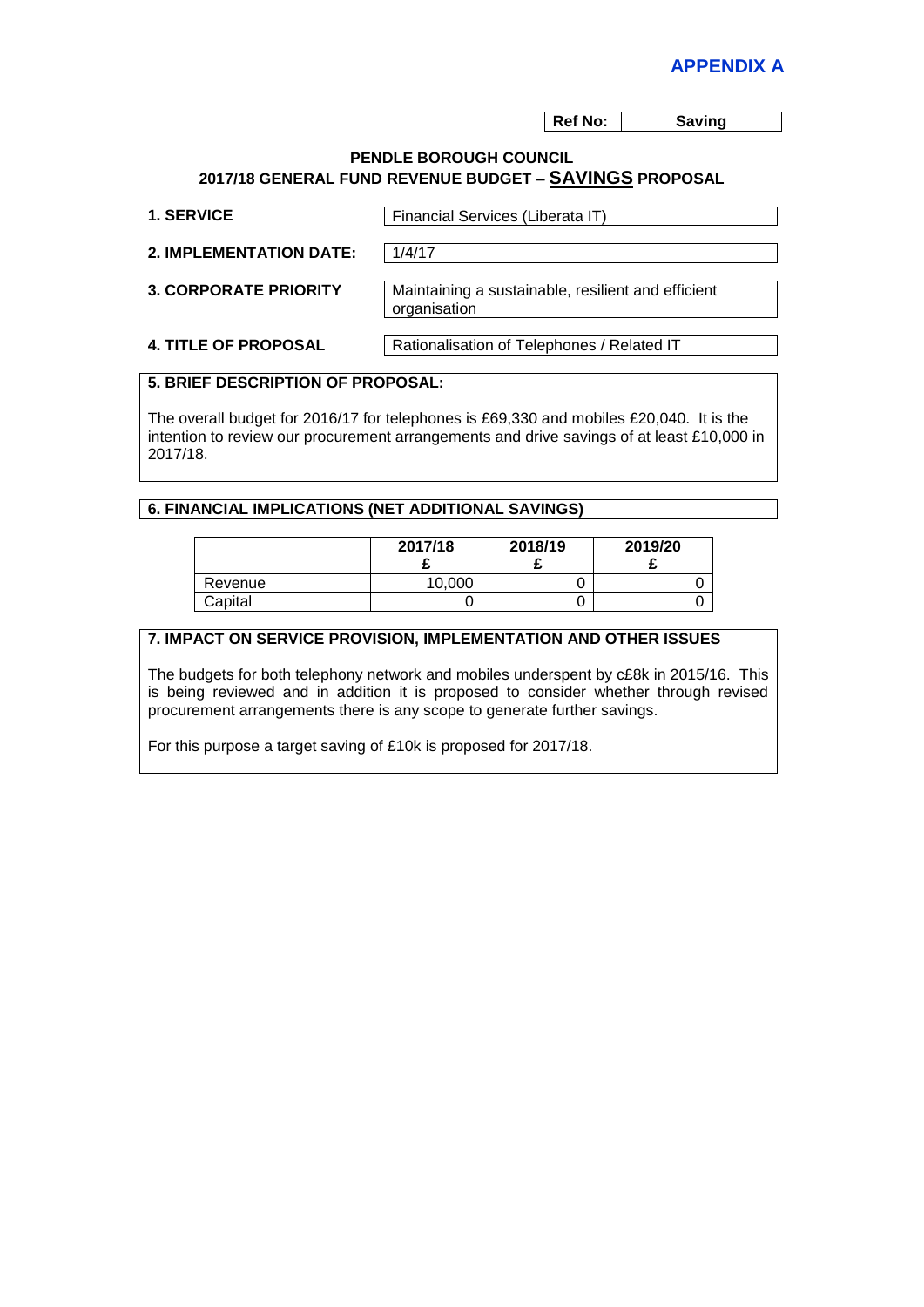**APPENDIX A**

| Ref No: | Saving |
|---|---|

**PENDLE BOROUGH COUNCIL**
**2017/18 GENERAL FUND REVENUE BUDGET – SAVINGS PROPOSAL**

| | |
|---|---|
| **1. SERVICE** | Financial Services (Liberata IT) |
| **2. IMPLEMENTATION DATE:** | 1/4/17 |
| **3. CORPORATE PRIORITY** | Maintaining a sustainable, resilient and efficient organisation |
| **4. TITLE OF PROPOSAL** | Rationalisation of Telephones / Related IT |

**5. BRIEF DESCRIPTION OF PROPOSAL:**

The overall budget for 2016/17 for telephones is £69,330 and mobiles £20,040. It is the intention to review our procurement arrangements and drive savings of at least £10,000 in 2017/18.

**6. FINANCIAL IMPLICATIONS (NET ADDITIONAL SAVINGS)**

| | 2017/18 £ | 2018/19 £ | 2019/20 £ |
|---|---|---|---|
| Revenue | 10,000 | 0 | 0 |
| Capital | 0 | 0 | 0 |

**7. IMPACT ON SERVICE PROVISION, IMPLEMENTATION AND OTHER ISSUES**

The budgets for both telephony network and mobiles underspent by c£8k in 2015/16. This is being reviewed and in addition it is proposed to consider whether through revised procurement arrangements there is any scope to generate further savings.

For this purpose a target saving of £10k is proposed for 2017/18.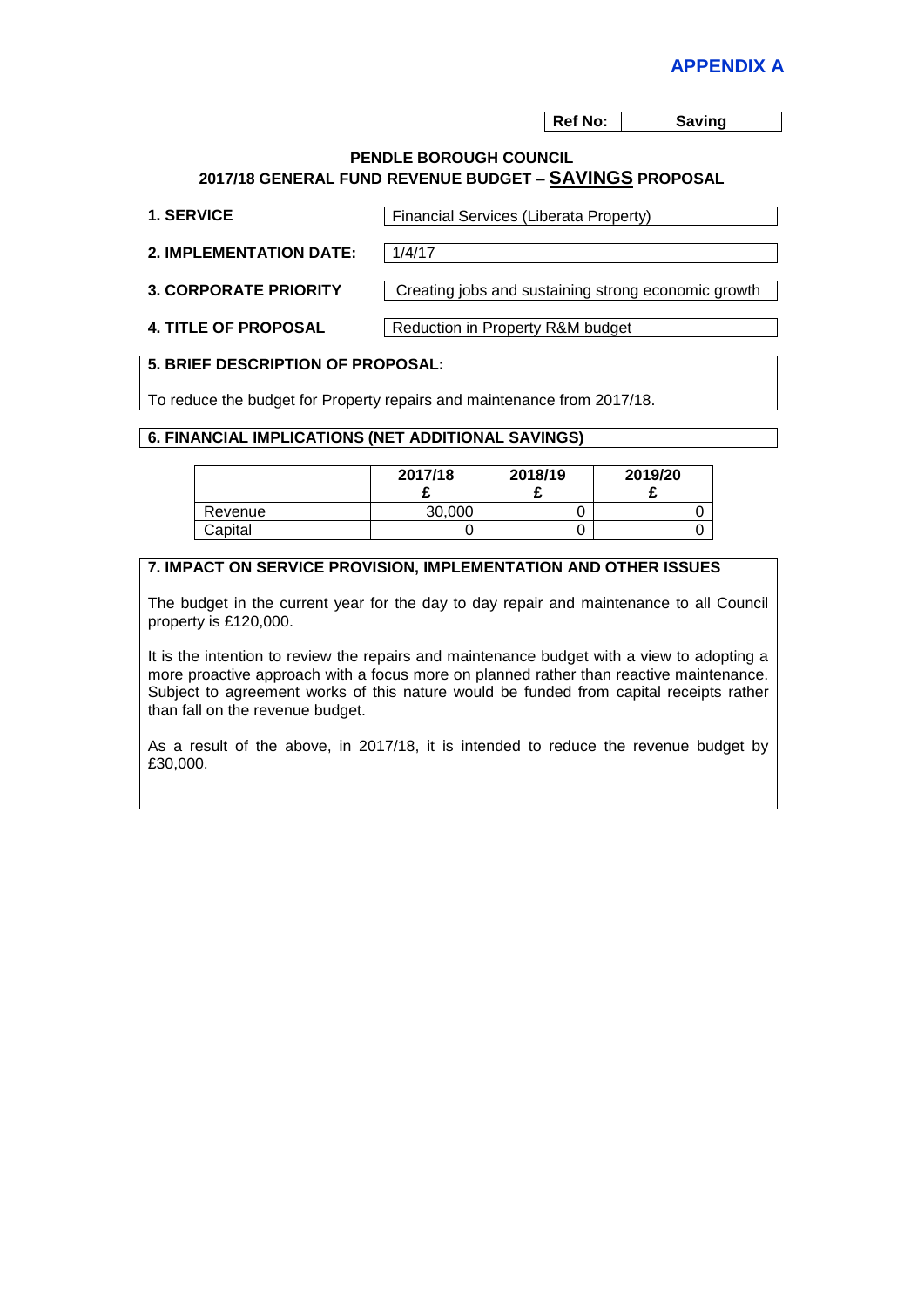**APPENDIX A**

| Ref No: | Saving |
|---|---|

**PENDLE BOROUGH COUNCIL**
**2017/18 GENERAL FUND REVENUE BUDGET – SAVINGS PROPOSAL**

| | |
|---|---|
| **1. SERVICE** | Financial Services (Liberata Property) |
| **2. IMPLEMENTATION DATE:** | 1/4/17 |
| **3. CORPORATE PRIORITY** | Creating jobs and sustaining strong economic growth |
| **4. TITLE OF PROPOSAL** | Reduction in Property R&M budget |

**5. BRIEF DESCRIPTION OF PROPOSAL:**

To reduce the budget for Property repairs and maintenance from 2017/18.

**6. FINANCIAL IMPLICATIONS (NET ADDITIONAL SAVINGS)**

| | 2017/18 £ | 2018/19 £ | 2019/20 £ |
|---|---|---|---|
| Revenue | 30,000 | 0 | 0 |
| Capital | 0 | 0 | 0 |

**7. IMPACT ON SERVICE PROVISION, IMPLEMENTATION AND OTHER ISSUES**

The budget in the current year for the day to day repair and maintenance to all Council property is £120,000.

It is the intention to review the repairs and maintenance budget with a view to adopting a more proactive approach with a focus more on planned rather than reactive maintenance. Subject to agreement works of this nature would be funded from capital receipts rather than fall on the revenue budget.

As a result of the above, in 2017/18, it is intended to reduce the revenue budget by £30,000.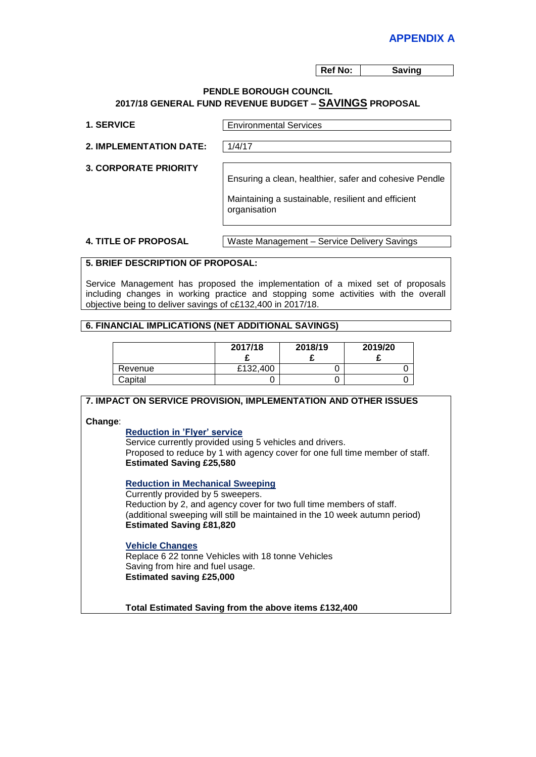**APPENDIX A**

| Ref No: | Saving |
|---|---|

**PENDLE BOROUGH COUNCIL**
**2017/18 GENERAL FUND REVENUE BUDGET – SAVINGS PROPOSAL**

| | |
|---|---|
| **1. SERVICE** | Environmental Services |
| **2. IMPLEMENTATION DATE:** | 1/4/17 |
| **3. CORPORATE PRIORITY** | Ensuring a clean, healthier, safer and cohesive Pendle<br><br>Maintaining a sustainable, resilient and efficient organisation |
| **4. TITLE OF PROPOSAL** | Waste Management – Service Delivery Savings |

**5. BRIEF DESCRIPTION OF PROPOSAL:**

Service Management has proposed the implementation of a mixed set of proposals including changes in working practice and stopping some activities with the overall objective being to deliver savings of c£132,400 in 2017/18.

**6. FINANCIAL IMPLICATIONS (NET ADDITIONAL SAVINGS)**

| | 2017/18 £ | 2018/19 £ | 2019/20 £ |
|---|---|---|---|
| Revenue | £132,400 | 0 | 0 |
| Capital | 0 | 0 | 0 |

**7. IMPACT ON SERVICE PROVISION, IMPLEMENTATION AND OTHER ISSUES**

**Change**:

**Reduction in 'Flyer' service**
Service currently provided using 5 vehicles and drivers.
Proposed to reduce by 1 with agency cover for one full time member of staff.
**Estimated Saving £25,580**

**Reduction in Mechanical Sweeping**
Currently provided by 5 sweepers.
Reduction by 2, and agency cover for two full time members of staff.
(additional sweeping will still be maintained in the 10 week autumn period)
**Estimated Saving £81,820**

**Vehicle Changes**
Replace 6 22 tonne Vehicles with 18 tonne Vehicles
Saving from hire and fuel usage.
**Estimated saving £25,000**

**Total Estimated Saving from the above items £132,400**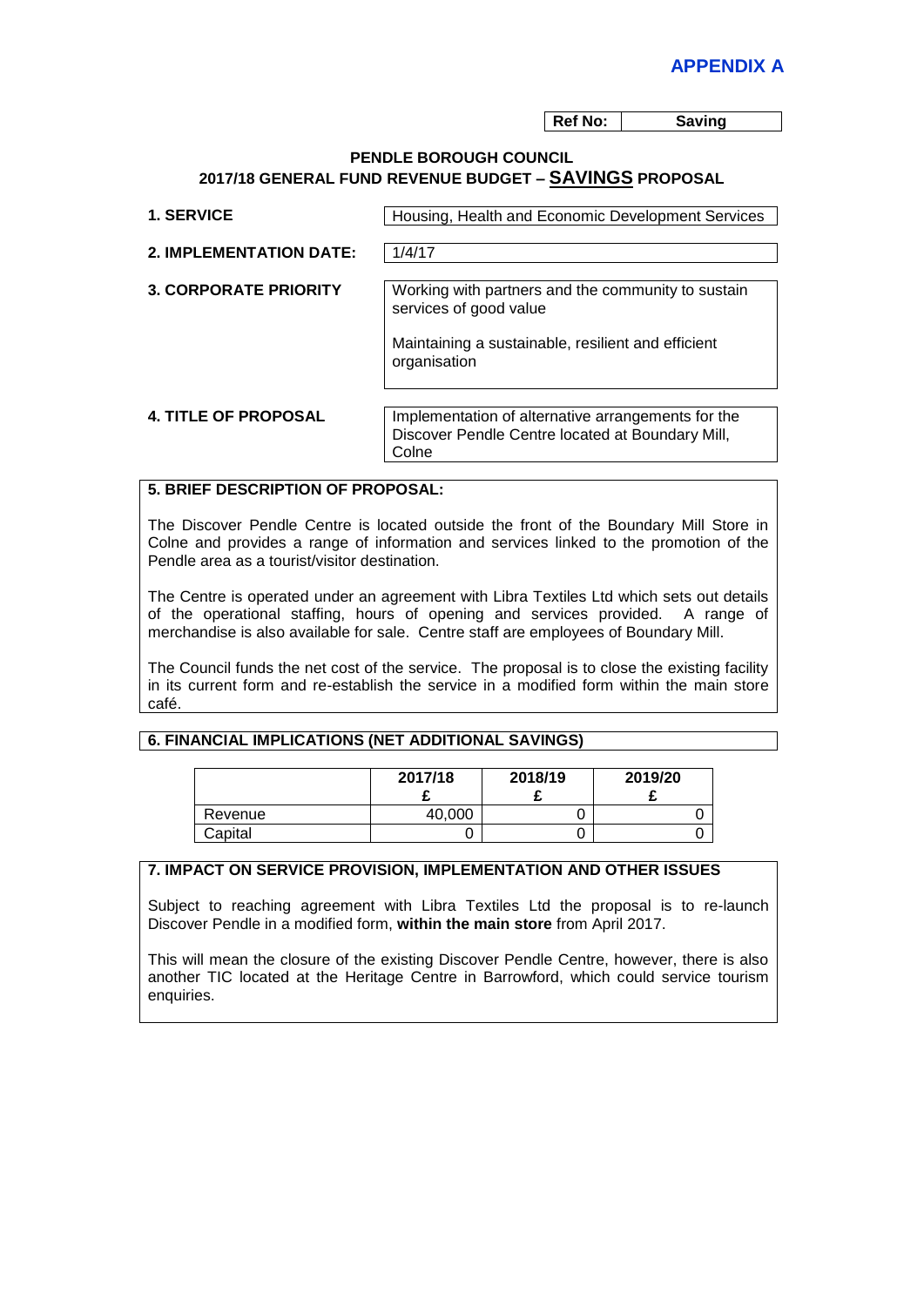**APPENDIX A**

| Ref No: | Saving |
|---|---|

**PENDLE BOROUGH COUNCIL**
**2017/18 GENERAL FUND REVENUE BUDGET – SAVINGS PROPOSAL**

| | |
|---|---|
| **1. SERVICE** | Housing, Health and Economic Development Services |
| **2. IMPLEMENTATION DATE:** | 1/4/17 |
| **3. CORPORATE PRIORITY** | Working with partners and the community to sustain services of good value<br><br>Maintaining a sustainable, resilient and efficient organisation |
| **4. TITLE OF PROPOSAL** | Implementation of alternative arrangements for the Discover Pendle Centre located at Boundary Mill, Colne |

**5. BRIEF DESCRIPTION OF PROPOSAL:**

The Discover Pendle Centre is located outside the front of the Boundary Mill Store in Colne and provides a range of information and services linked to the promotion of the Pendle area as a tourist/visitor destination.

The Centre is operated under an agreement with Libra Textiles Ltd which sets out details of the operational staffing, hours of opening and services provided. A range of merchandise is also available for sale. Centre staff are employees of Boundary Mill.

The Council funds the net cost of the service. The proposal is to close the existing facility in its current form and re-establish the service in a modified form within the main store café.

**6. FINANCIAL IMPLICATIONS (NET ADDITIONAL SAVINGS)**

| | 2017/18 £ | 2018/19 £ | 2019/20 £ |
|---|---|---|---|
| Revenue | 40,000 | 0 | 0 |
| Capital | 0 | 0 | 0 |

**7. IMPACT ON SERVICE PROVISION, IMPLEMENTATION AND OTHER ISSUES**

Subject to reaching agreement with Libra Textiles Ltd the proposal is to re-launch Discover Pendle in a modified form, **within the main store** from April 2017.

This will mean the closure of the existing Discover Pendle Centre, however, there is also another TIC located at the Heritage Centre in Barrowford, which could service tourism enquiries.